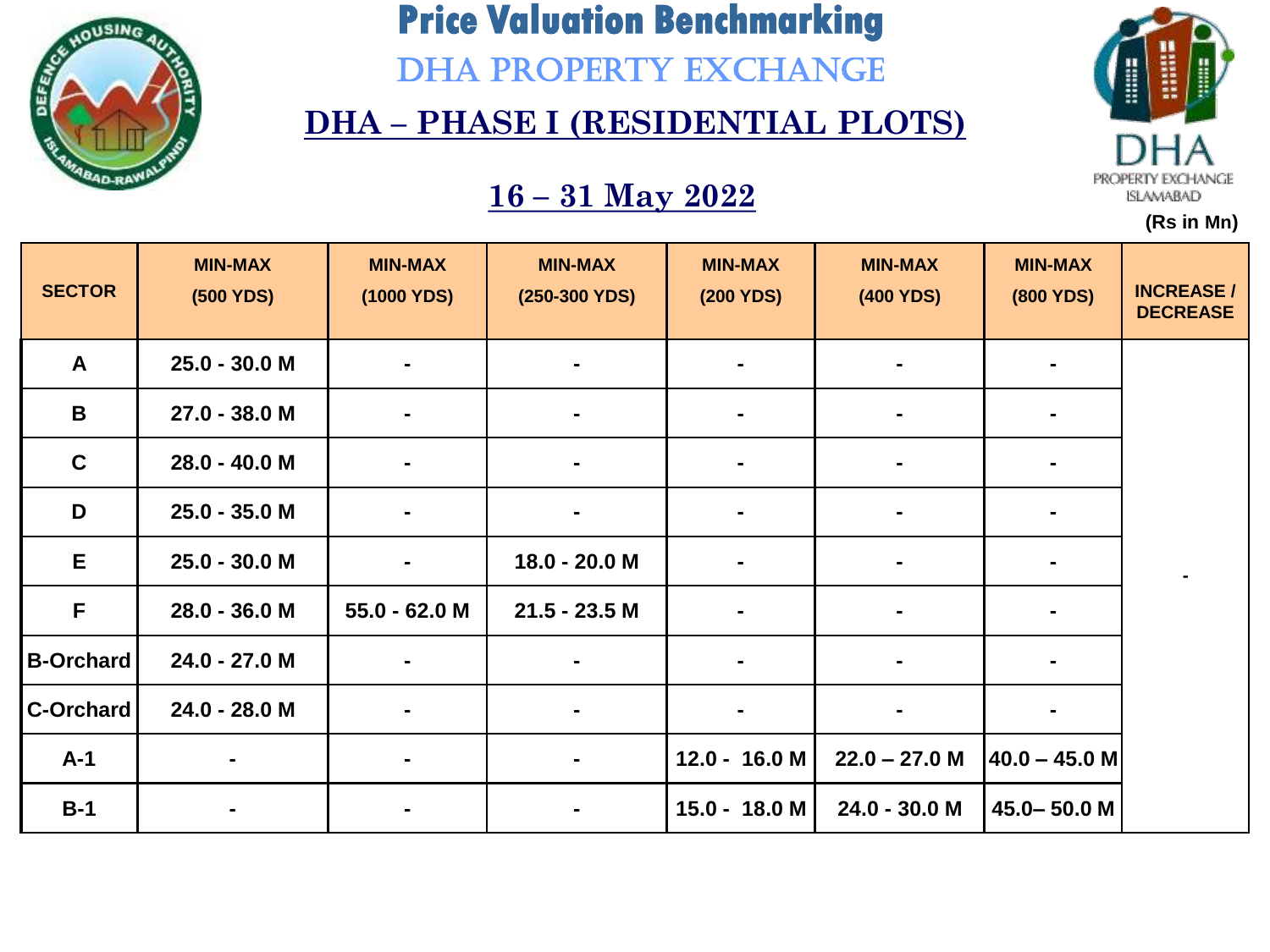# Price Valuation Benchmarking

## DHA PROPERTY EXCHANGE

## DHA – PHASE I (RESIDENTIAL PLOTS)

### 16 – 31 May 2022

DHA PROPERTY EXCHANGE ISLAMABAD

(Rs in Mn)

| SECTOR | MIN-MAX (500 YDS) | MIN-MAX (1000 YDS) | MIN-MAX (250-300 YDS) | MIN-MAX (200 YDS) | MIN-MAX (400 YDS) | MIN-MAX (800 YDS) | INCREASE / DECREASE |
|---|---|---|---|---|---|---|---|
| A | 25.0 - 30.0 M | - | - | - | - | - | - |
| B | 27.0 - 38.0 M | - | - | - | - | - | |
| C | 28.0 - 40.0 M | - | - | - | - | - | |
| D | 25.0 - 35.0 M | - | - | - | - | - | |
| E | 25.0 - 30.0 M | - | 18.0 - 20.0 M | - | - | - | |
| F | 28.0 - 36.0 M | 55.0 - 62.0 M | 21.5 - 23.5 M | - | - | - | |
| B-Orchard | 24.0 - 27.0 M | - | - | - | - | - | |
| C-Orchard | 24.0 - 28.0 M | - | - | - | - | - | |
| A-1 | - | - | - | 12.0 - 16.0 M | 22.0 – 27.0 M | 40.0 – 45.0 M | |
| B-1 | - | - | - | 15.0 - 18.0 M | 24.0 - 30.0 M | 45.0– 50.0 M | |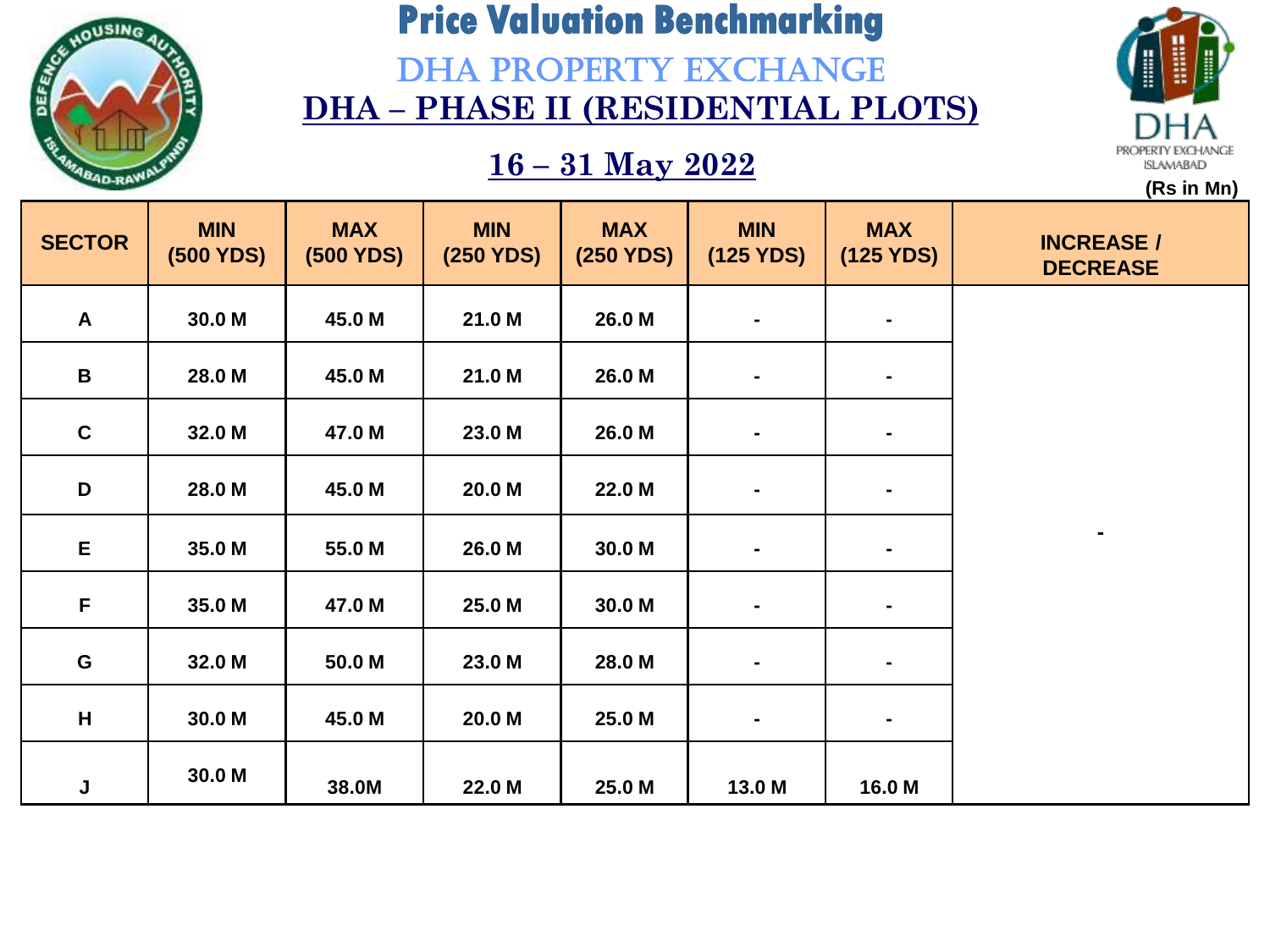# Price Valuation Benchmarking

## DHA PROPERTY EXCHANGE

## DHA – PHASE II (RESIDENTIAL PLOTS)

### 16 – 31 May 2022

DHA PROPERTY EXCHANGE ISLAMABAD

(Rs in Mn)

| SECTOR | MIN (500 YDS) | MAX (500 YDS) | MIN (250 YDS) | MAX (250 YDS) | MIN (125 YDS) | MAX (125 YDS) | INCREASE / DECREASE |
|---|---|---|---|---|---|---|---|
| A | 30.0 M | 45.0 M | 21.0 M | 26.0 M | - | - | - |
| B | 28.0 M | 45.0 M | 21.0 M | 26.0 M | - | - | |
| C | 32.0 M | 47.0 M | 23.0 M | 26.0 M | - | - | |
| D | 28.0 M | 45.0 M | 20.0 M | 22.0 M | - | - | |
| E | 35.0 M | 55.0 M | 26.0 M | 30.0 M | - | - | |
| F | 35.0 M | 47.0 M | 25.0 M | 30.0 M | - | - | |
| G | 32.0 M | 50.0 M | 23.0 M | 28.0 M | - | - | |
| H | 30.0 M | 45.0 M | 20.0 M | 25.0 M | - | - | |
| J | 30.0 M | 38.0M | 22.0 M | 25.0 M | 13.0 M | 16.0 M | |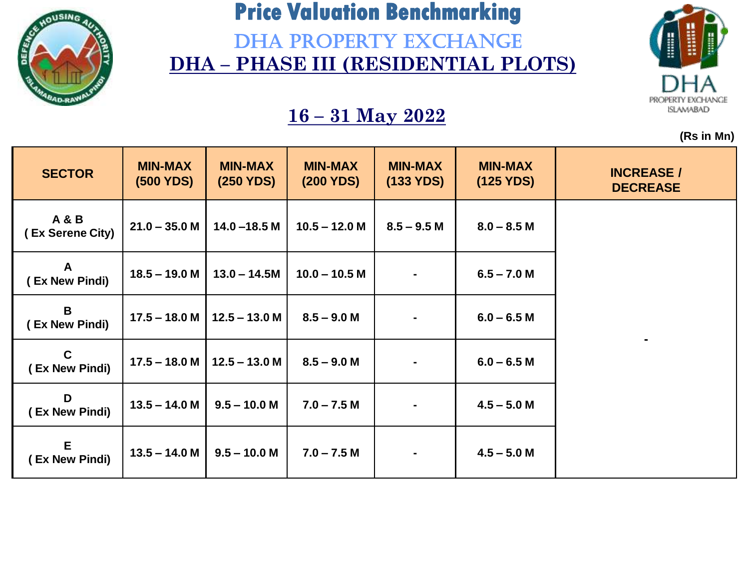# Price Valuation Benchmarking

## DHA PROPERTY EXCHANGE

## DHA – PHASE III (RESIDENTIAL PLOTS)

### 16 – 31 May 2022

(Rs in Mn)

| SECTOR | MIN-MAX (500 YDS) | MIN-MAX (250 YDS) | MIN-MAX (200 YDS) | MIN-MAX (133 YDS) | MIN-MAX (125 YDS) | INCREASE / DECREASE |
|---|---|---|---|---|---|---|
| A & B ( Ex Serene City) | 21.0 – 35.0 M | 14.0 –18.5 M | 10.5 – 12.0 M | 8.5 – 9.5 M | 8.0 – 8.5 M | - |
| A ( Ex New Pindi) | 18.5 – 19.0 M | 13.0 – 14.5M | 10.0 – 10.5 M | - | 6.5 – 7.0 M | |
| B ( Ex New Pindi) | 17.5 – 18.0 M | 12.5 – 13.0 M | 8.5 – 9.0 M | - | 6.0 – 6.5 M | |
| C ( Ex New Pindi) | 17.5 – 18.0 M | 12.5 – 13.0 M | 8.5 – 9.0 M | - | 6.0 – 6.5 M | |
| D ( Ex New Pindi) | 13.5 – 14.0 M | 9.5 – 10.0 M | 7.0 – 7.5 M | - | 4.5 – 5.0 M | |
| E ( Ex New Pindi) | 13.5 – 14.0 M | 9.5 – 10.0 M | 7.0 – 7.5 M | - | 4.5 – 5.0 M | |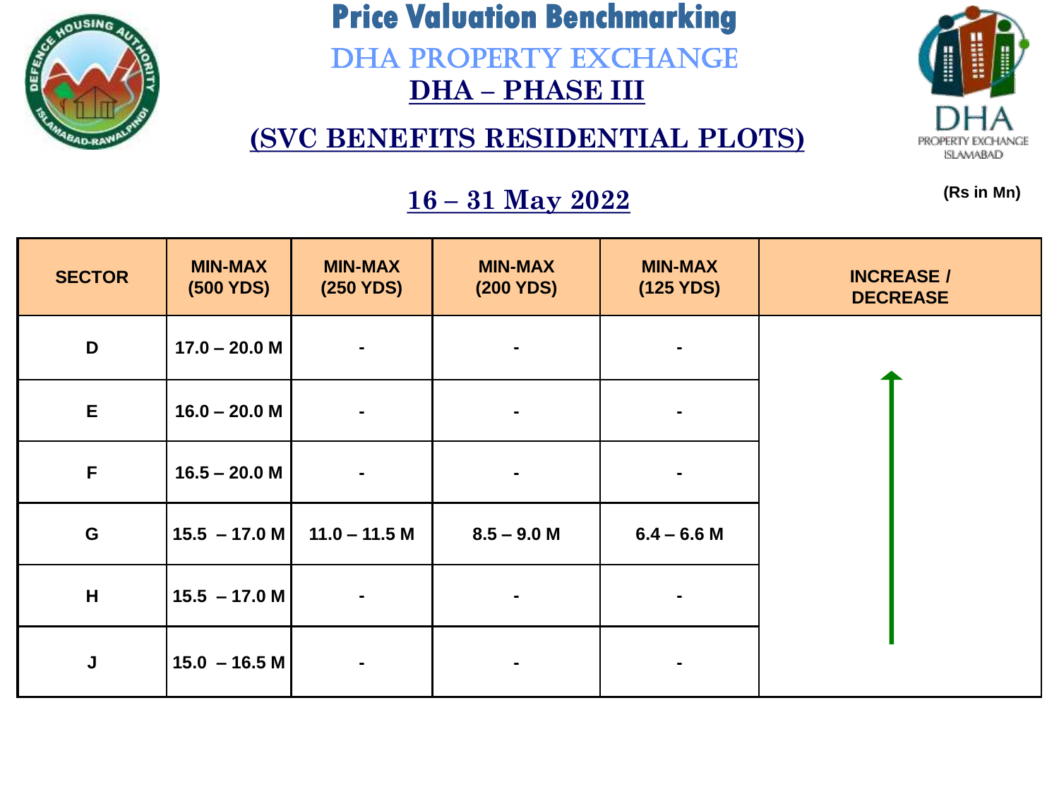# Price Valuation Benchmarking

## DHA PROPERTY EXCHANGE

## DHA – PHASE III

## (SVC BENEFITS RESIDENTIAL PLOTS)

### 16 – 31 May 2022

(Rs in Mn)

| SECTOR | MIN-MAX (500 YDS) | MIN-MAX (250 YDS) | MIN-MAX (200 YDS) | MIN-MAX (125 YDS) | INCREASE / DECREASE |
|---|---|---|---|---|---|
| D | 17.0 – 20.0 M | - | - | - | ↑ |
| E | 16.0 – 20.0 M | - | - | - | |
| F | 16.5 – 20.0 M | - | - | - | |
| G | 15.5 – 17.0 M | 11.0 – 11.5 M | 8.5 – 9.0 M | 6.4 – 6.6 M | |
| H | 15.5 – 17.0 M | - | - | - | |
| J | 15.0 – 16.5 M | - | - | - | |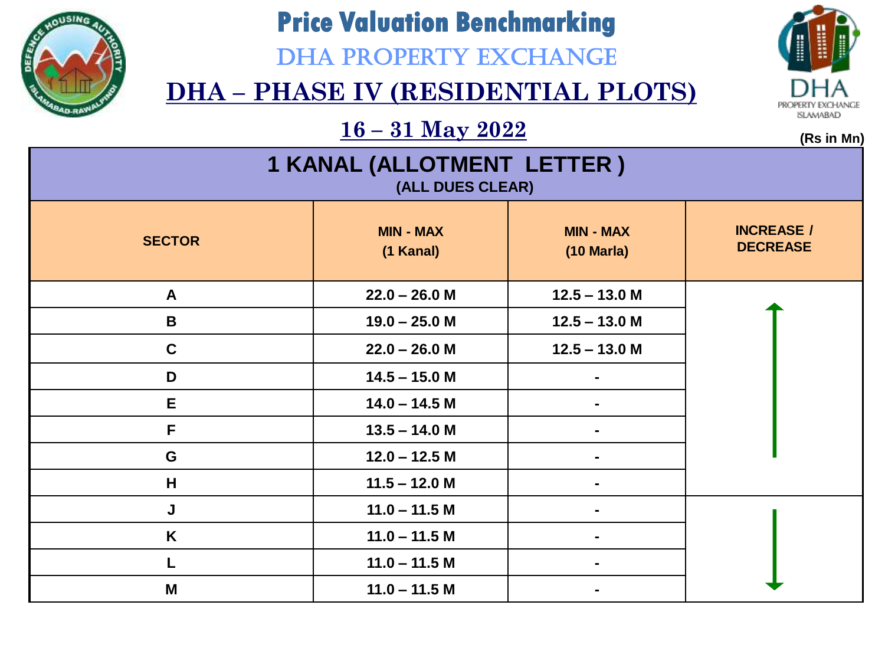# Price Valuation Benchmarking

## DHA PROPERTY EXCHANGE

## DHA – PHASE IV (RESIDENTIAL PLOTS)

### 16 – 31 May 2022

**(Rs in Mn)**

| 1 KANAL (ALLOTMENT LETTER ) (ALL DUES CLEAR) | | | |
|---|---|---|---|
| **SECTOR** | **MIN - MAX (1 Kanal)** | **MIN - MAX (10 Marla)** | **INCREASE / DECREASE** |
| A | 22.0 – 26.0 M | 12.5 – 13.0 M | ↑ |
| B | 19.0 – 25.0 M | 12.5 – 13.0 M | ↑ |
| C | 22.0 – 26.0 M | 12.5 – 13.0 M | ↑ |
| D | 14.5 – 15.0 M | - | ↑ |
| E | 14.0 – 14.5 M | - | ↑ |
| F | 13.5 – 14.0 M | - | ↑ |
| G | 12.0 – 12.5 M | - | ↑ |
| H | 11.5 – 12.0 M | - | ↑ |
| J | 11.0 – 11.5 M | - | ↓ |
| K | 11.0 – 11.5 M | - | ↓ |
| L | 11.0 – 11.5 M | - | ↓ |
| M | 11.0 – 11.5 M | - | ↓ |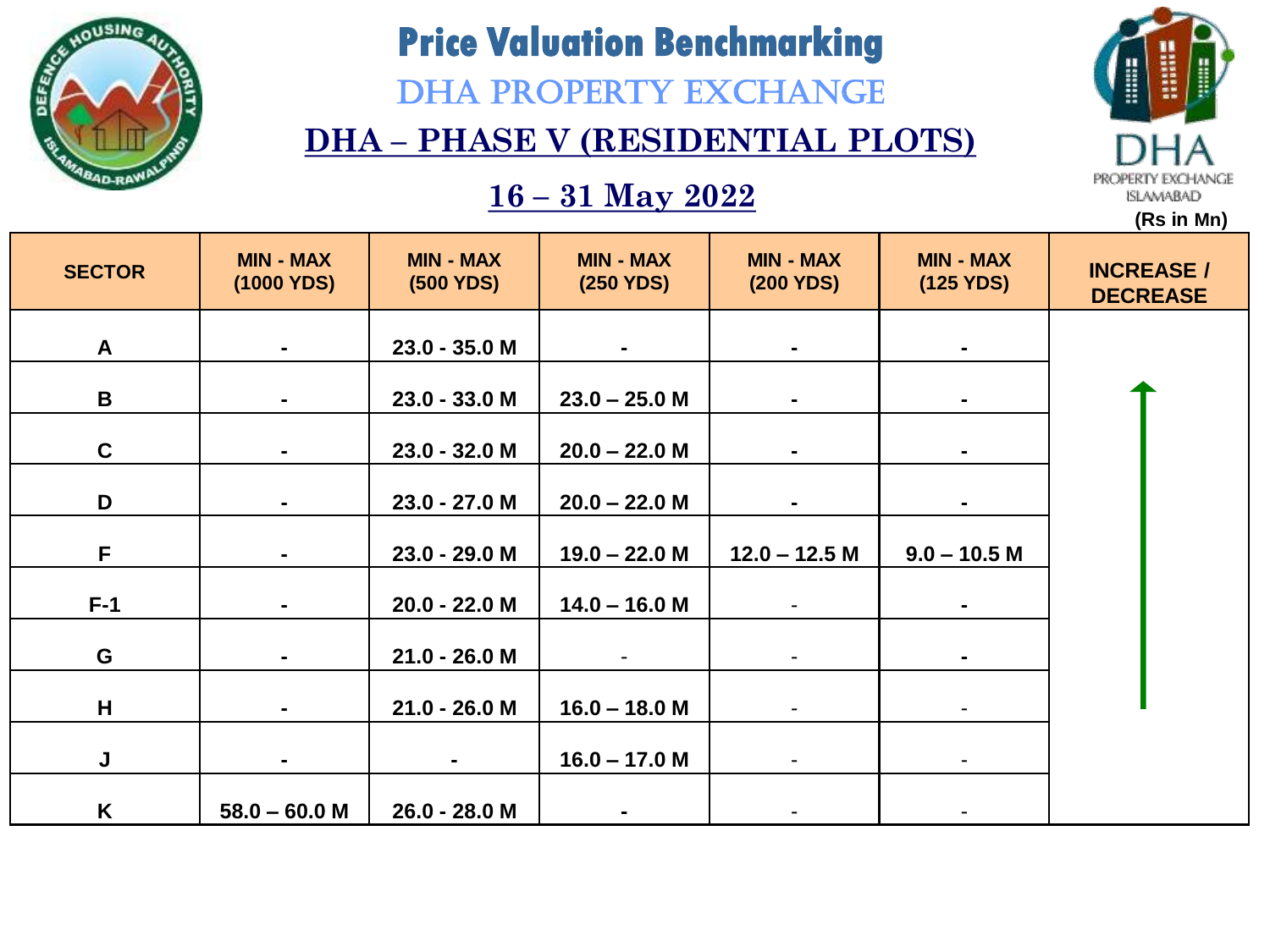# Price Valuation Benchmarking

## DHA PROPERTY EXCHANGE

## DHA – PHASE V (RESIDENTIAL PLOTS)

### 16 – 31 May 2022

(Rs in Mn)

| SECTOR | MIN - MAX (1000 YDS) | MIN - MAX (500 YDS) | MIN - MAX (250 YDS) | MIN - MAX (200 YDS) | MIN - MAX (125 YDS) | INCREASE / DECREASE |
|---|---|---|---|---|---|---|
| A | - | 23.0 - 35.0 M | - | - | - | ↑ |
| B | - | 23.0 - 33.0 M | 23.0 – 25.0 M | - | - | |
| C | - | 23.0 - 32.0 M | 20.0 – 22.0 M | - | - | |
| D | - | 23.0 - 27.0 M | 20.0 – 22.0 M | - | - | |
| F | - | 23.0 - 29.0 M | 19.0 – 22.0 M | 12.0 – 12.5 M | 9.0 – 10.5 M | |
| F-1 | - | 20.0 - 22.0 M | 14.0 – 16.0 M | - | - | |
| G | - | 21.0 - 26.0 M | - | - | - | |
| H | - | 21.0 - 26.0 M | 16.0 – 18.0 M | - | - | |
| J | - | - | 16.0 – 17.0 M | - | - | |
| K | 58.0 – 60.0 M | 26.0 - 28.0 M | - | - | - | |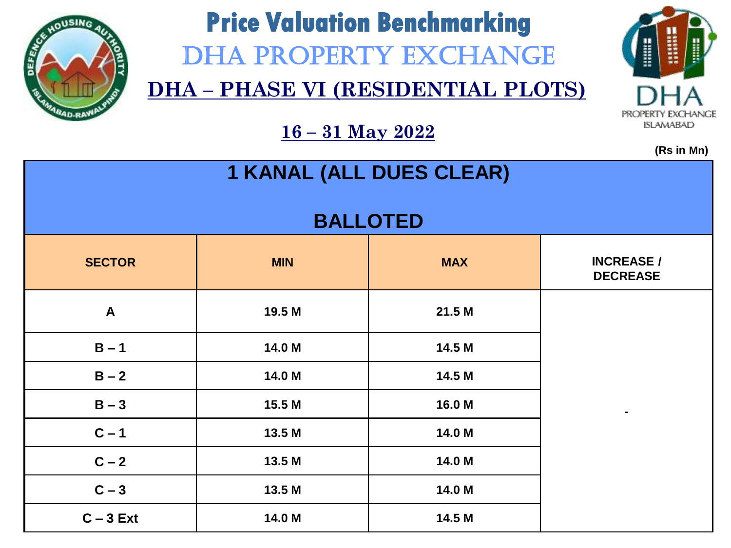# Price Valuation Benchmarking

## DHA PROPERTY EXCHANGE

## DHA – PHASE VI (RESIDENTIAL PLOTS)

DHA PROPERTY EXCHANGE ISLAMABAD

**16 – 31 May 2022**

(Rs in Mn)

| 1 KANAL (ALL DUES CLEAR) BALLOTED | | | |
|---|---|---|---|
| **SECTOR** | **MIN** | **MAX** | **INCREASE / DECREASE** |
| A | 19.5 M | 21.5 M | - |
| B – 1 | 14.0 M | 14.5 M | |
| B – 2 | 14.0 M | 14.5 M | |
| B – 3 | 15.5 M | 16.0 M | |
| C – 1 | 13.5 M | 14.0 M | |
| C – 2 | 13.5 M | 14.0 M | |
| C – 3 | 13.5 M | 14.0 M | |
| C – 3 Ext | 14.0 M | 14.5 M | |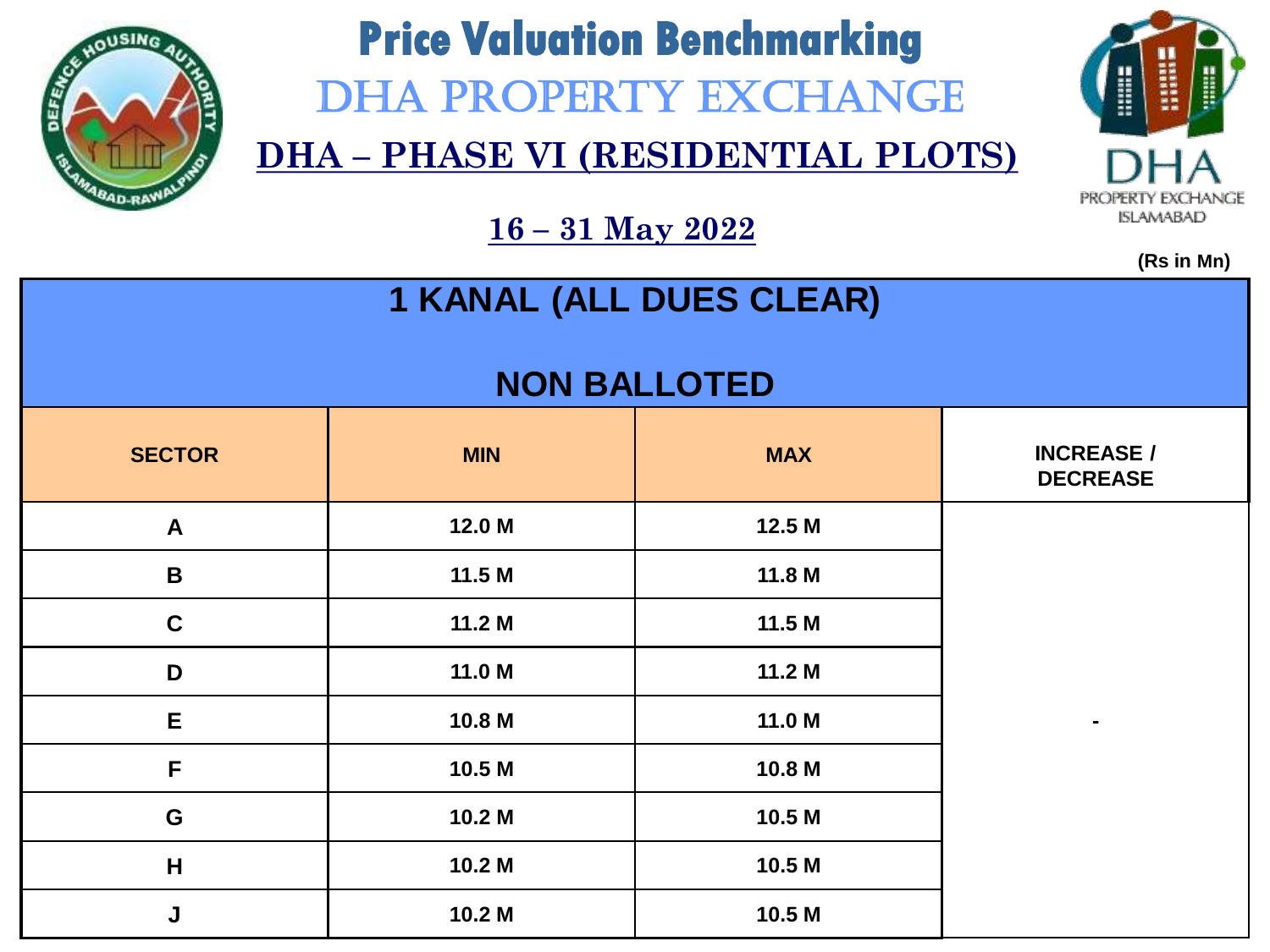# Price Valuation Benchmarking

## DHA PROPERTY EXCHANGE

## DHA – PHASE VI (RESIDENTIAL PLOTS)

DHA PROPERTY EXCHANGE ISLAMABAD

### 16 – 31 May 2022

(Rs in Mn)

| 1 KANAL (ALL DUES CLEAR) NON BALLOTED | | | |
|---|---|---|---|
| SECTOR | MIN | MAX | INCREASE / DECREASE |
| A | 12.0 M | 12.5 M | - |
| B | 11.5 M | 11.8 M | |
| C | 11.2 M | 11.5 M | |
| D | 11.0 M | 11.2 M | |
| E | 10.8 M | 11.0 M | |
| F | 10.5 M | 10.8 M | |
| G | 10.2 M | 10.5 M | |
| H | 10.2 M | 10.5 M | |
| J | 10.2 M | 10.5 M | |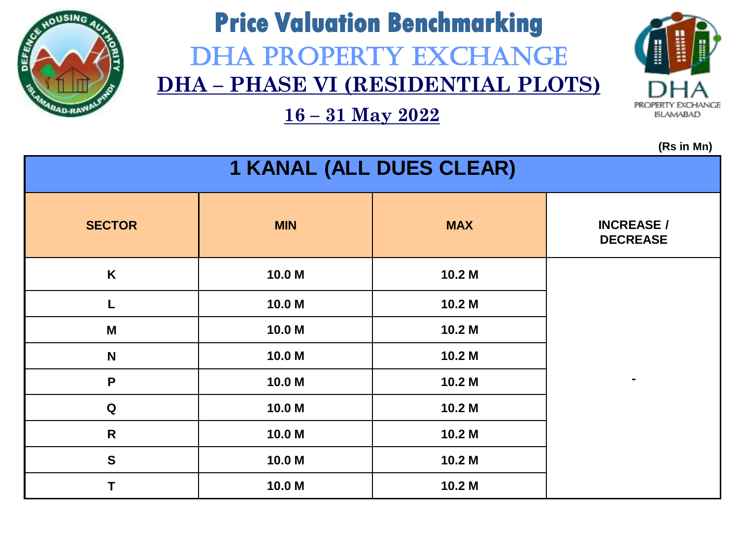# Price Valuation Benchmarking

## DHA PROPERTY EXCHANGE

## DHA – PHASE VI (RESIDENTIAL PLOTS)

### 16 – 31 May 2022

DHA PROPERTY EXCHANGE ISLAMABAD

**(Rs in Mn)**

| 1 KANAL (ALL DUES CLEAR) | | | |
|---|---|---|---|
| **SECTOR** | **MIN** | **MAX** | **INCREASE / DECREASE** |
| K | 10.0 M | 10.2 M | - |
| L | 10.0 M | 10.2 M | |
| M | 10.0 M | 10.2 M | |
| N | 10.0 M | 10.2 M | |
| P | 10.0 M | 10.2 M | |
| Q | 10.0 M | 10.2 M | |
| R | 10.0 M | 10.2 M | |
| S | 10.0 M | 10.2 M | |
| T | 10.0 M | 10.2 M | |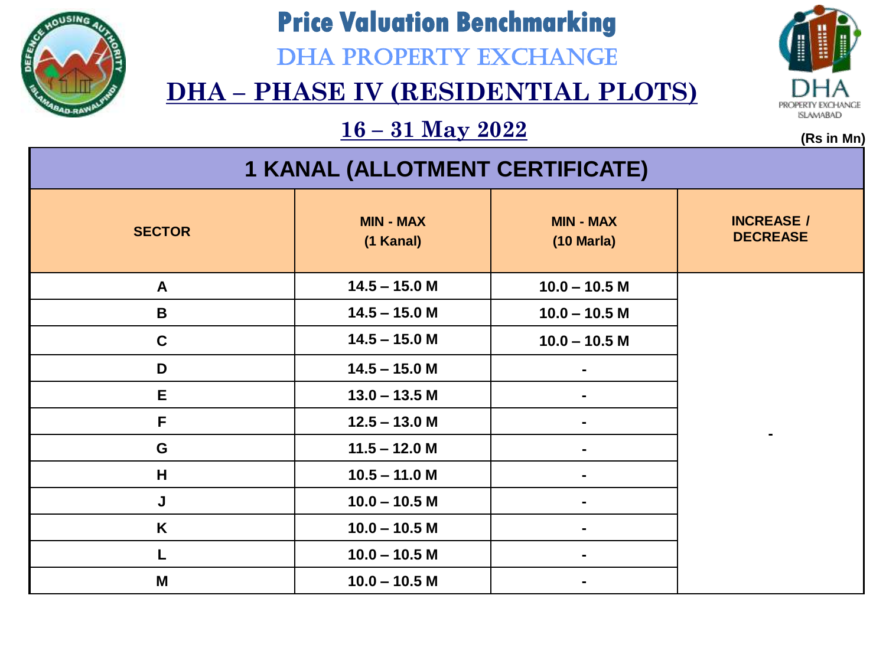# Price Valuation Benchmarking

## DHA PROPERTY EXCHANGE

## DHA – PHASE IV (RESIDENTIAL PLOTS)

### 16 – 31 May 2022

(Rs in Mn)

| 1 KANAL (ALLOTMENT CERTIFICATE) | | | |
|---|---|---|---|
| SECTOR | MIN - MAX (1 Kanal) | MIN - MAX (10 Marla) | INCREASE / DECREASE |
| A | 14.5 – 15.0 M | 10.0 – 10.5 M | - |
| B | 14.5 – 15.0 M | 10.0 – 10.5 M | |
| C | 14.5 – 15.0 M | 10.0 – 10.5 M | |
| D | 14.5 – 15.0 M | - | |
| E | 13.0 – 13.5 M | - | |
| F | 12.5 – 13.0 M | - | |
| G | 11.5 – 12.0 M | - | |
| H | 10.5 – 11.0 M | - | |
| J | 10.0 – 10.5 M | - | |
| K | 10.0 – 10.5 M | - | |
| L | 10.0 – 10.5 M | - | |
| M | 10.0 – 10.5 M | - | |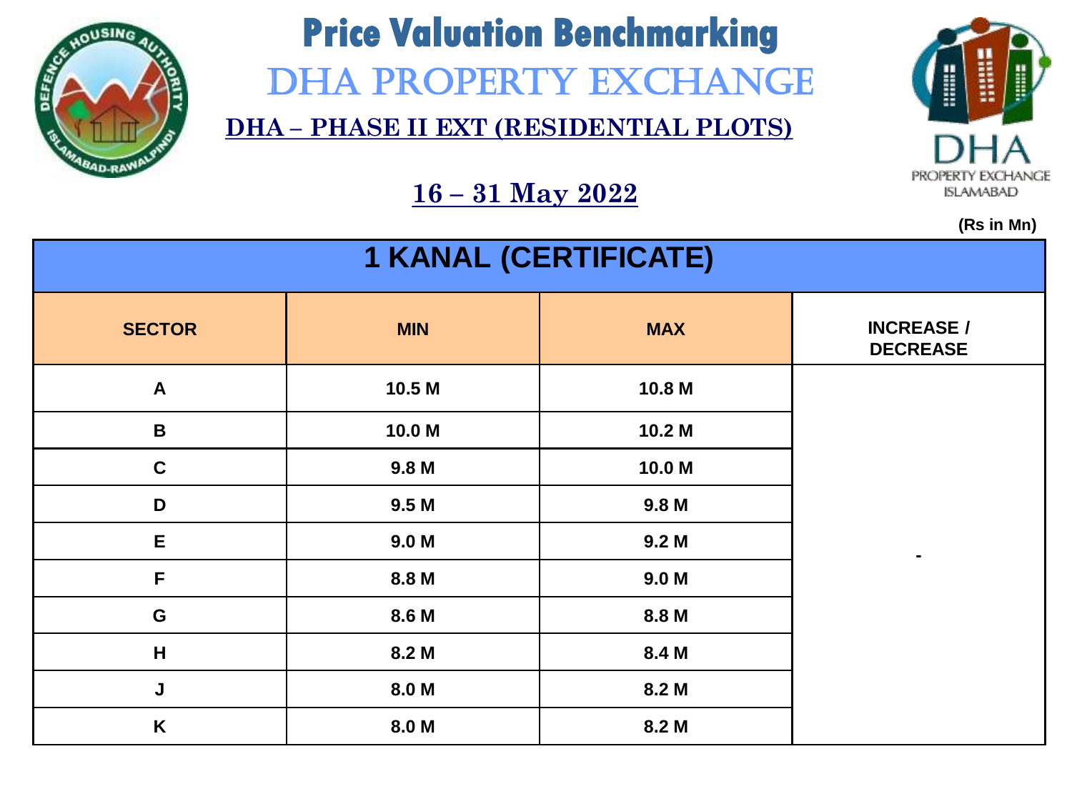# Price Valuation Benchmarking

## DHA PROPERTY EXCHANGE

### DHA – PHASE II EXT (RESIDENTIAL PLOTS)

DHA PROPERTY EXCHANGE ISLAMABAD

### 16 – 31 May 2022

(Rs in Mn)

| 1 KANAL (CERTIFICATE) | | | |
|---|---|---|---|
| **SECTOR** | **MIN** | **MAX** | **INCREASE / DECREASE** |
| A | 10.5 M | 10.8 M | - |
| B | 10.0 M | 10.2 M | |
| C | 9.8 M | 10.0 M | |
| D | 9.5 M | 9.8 M | |
| E | 9.0 M | 9.2 M | |
| F | 8.8 M | 9.0 M | |
| G | 8.6 M | 8.8 M | |
| H | 8.2 M | 8.4 M | |
| J | 8.0 M | 8.2 M | |
| K | 8.0 M | 8.2 M | |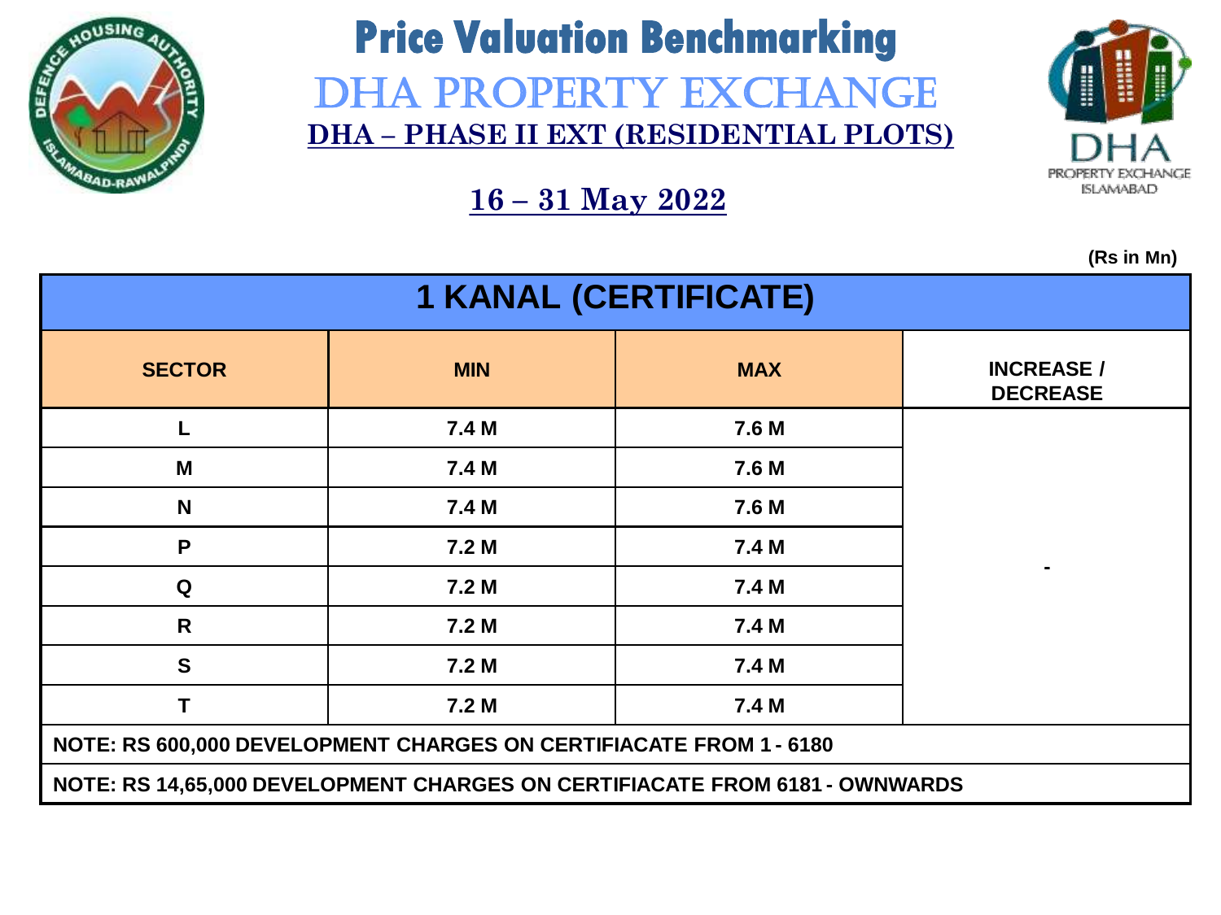# Price Valuation Benchmarking

## DHA PROPERTY EXCHANGE

### DHA – PHASE II EXT (RESIDENTIAL PLOTS)

### 16 – 31 May 2022

**(Rs in Mn)**

| 1 KANAL (CERTIFICATE) | | | |
|---|---|---|---|
| **SECTOR** | **MIN** | **MAX** | **INCREASE / DECREASE** |
| L | 7.4 M | 7.6 M | - |
| M | 7.4 M | 7.6 M | |
| N | 7.4 M | 7.6 M | |
| P | 7.2 M | 7.4 M | |
| Q | 7.2 M | 7.4 M | |
| R | 7.2 M | 7.4 M | |
| S | 7.2 M | 7.4 M | |
| T | 7.2 M | 7.4 M | |
| NOTE: RS 600,000 DEVELOPMENT CHARGES ON CERTIFIACATE FROM 1 - 6180 | | | |
| NOTE: RS 14,65,000 DEVELOPMENT CHARGES ON CERTIFIACATE FROM 6181 - OWNWARDS | | | |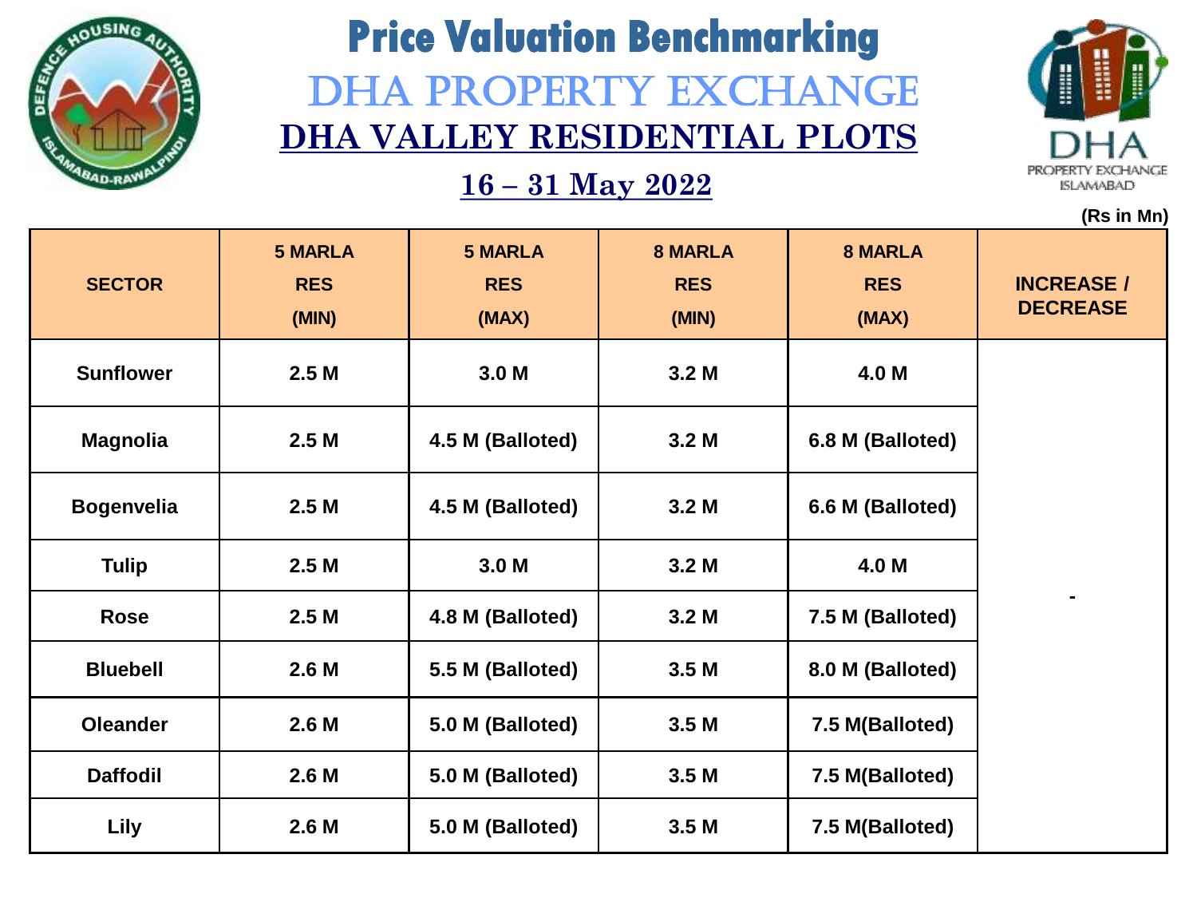# Price Valuation Benchmarking

## DHA PROPERTY EXCHANGE

## DHA VALLEY RESIDENTIAL PLOTS

### 16 – 31 May 2022

(Rs in Mn)

| SECTOR | 5 MARLA RES (MIN) | 5 MARLA RES (MAX) | 8 MARLA RES (MIN) | 8 MARLA RES (MAX) | INCREASE / DECREASE |
|---|---|---|---|---|---|
| Sunflower | 2.5 M | 3.0 M | 3.2 M | 4.0 M | - |
| Magnolia | 2.5 M | 4.5 M (Balloted) | 3.2 M | 6.8 M (Balloted) | |
| Bogenvelia | 2.5 M | 4.5 M (Balloted) | 3.2 M | 6.6 M (Balloted) | |
| Tulip | 2.5 M | 3.0 M | 3.2 M | 4.0 M | |
| Rose | 2.5 M | 4.8 M (Balloted) | 3.2 M | 7.5 M (Balloted) | |
| Bluebell | 2.6 M | 5.5 M (Balloted) | 3.5 M | 8.0 M (Balloted) | |
| Oleander | 2.6 M | 5.0 M (Balloted) | 3.5 M | 7.5 M(Balloted) | |
| Daffodil | 2.6 M | 5.0 M (Balloted) | 3.5 M | 7.5 M(Balloted) | |
| Lily | 2.6 M | 5.0 M (Balloted) | 3.5 M | 7.5 M(Balloted) | |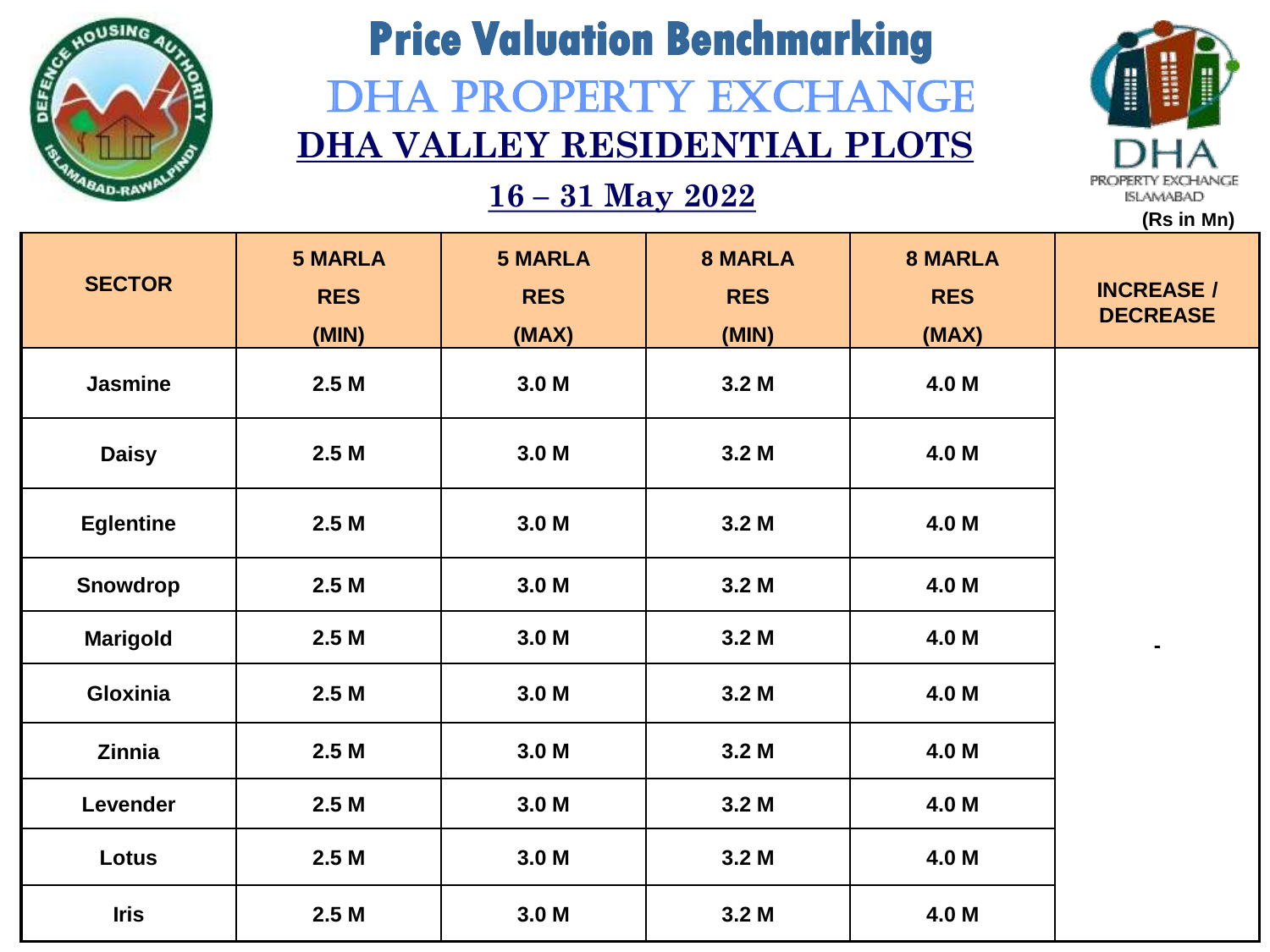# Price Valuation Benchmarking

## DHA PROPERTY EXCHANGE

## DHA VALLEY RESIDENTIAL PLOTS

**16 – 31 May 2022**

(Rs in Mn)

| SECTOR | 5 MARLA RES (MIN) | 5 MARLA RES (MAX) | 8 MARLA RES (MIN) | 8 MARLA RES (MAX) | INCREASE / DECREASE |
|---|---|---|---|---|---|
| Jasmine | 2.5 M | 3.0 M | 3.2 M | 4.0 M | - |
| Daisy | 2.5 M | 3.0 M | 3.2 M | 4.0 M | |
| Eglentine | 2.5 M | 3.0 M | 3.2 M | 4.0 M | |
| Snowdrop | 2.5 M | 3.0 M | 3.2 M | 4.0 M | |
| Marigold | 2.5 M | 3.0 M | 3.2 M | 4.0 M | |
| Gloxinia | 2.5 M | 3.0 M | 3.2 M | 4.0 M | |
| Zinnia | 2.5 M | 3.0 M | 3.2 M | 4.0 M | |
| Levender | 2.5 M | 3.0 M | 3.2 M | 4.0 M | |
| Lotus | 2.5 M | 3.0 M | 3.2 M | 4.0 M | |
| Iris | 2.5 M | 3.0 M | 3.2 M | 4.0 M | |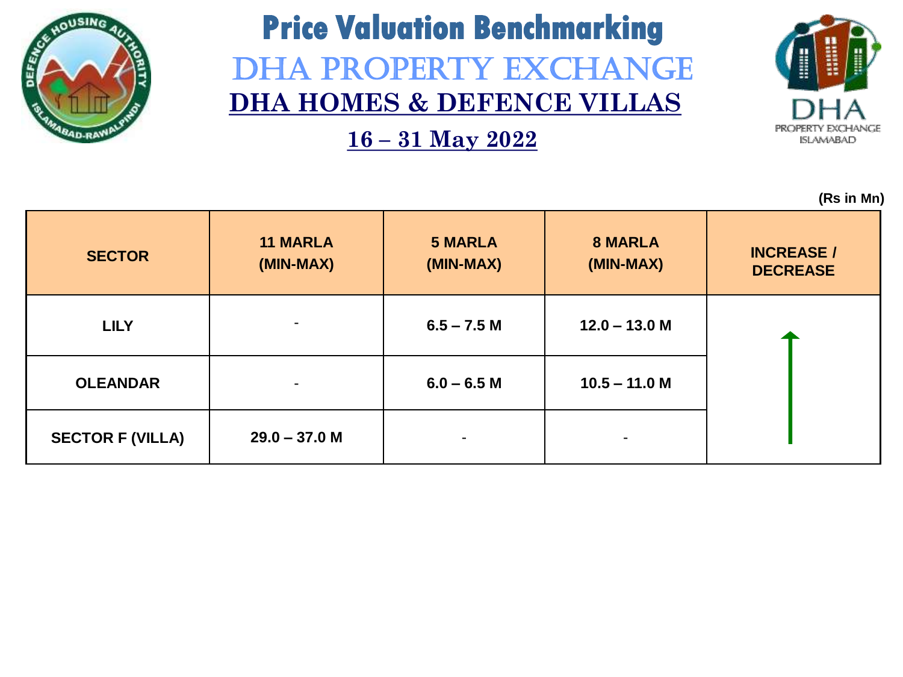# Price Valuation Benchmarking

## DHA PROPERTY EXCHANGE

## DHA HOMES & DEFENCE VILLAS

### 16 – 31 May 2022

**(Rs in Mn)**

| SECTOR | 11 MARLA (MIN-MAX) | 5 MARLA (MIN-MAX) | 8 MARLA (MIN-MAX) | INCREASE / DECREASE |
|---|---|---|---|---|
| LILY | - | 6.5 – 7.5 M | 12.0 – 13.0 M | ↑ |
| OLEANDAR | - | 6.0 – 6.5 M | 10.5 – 11.0 M | |
| SECTOR F (VILLA) | 29.0 – 37.0 M | - | - | |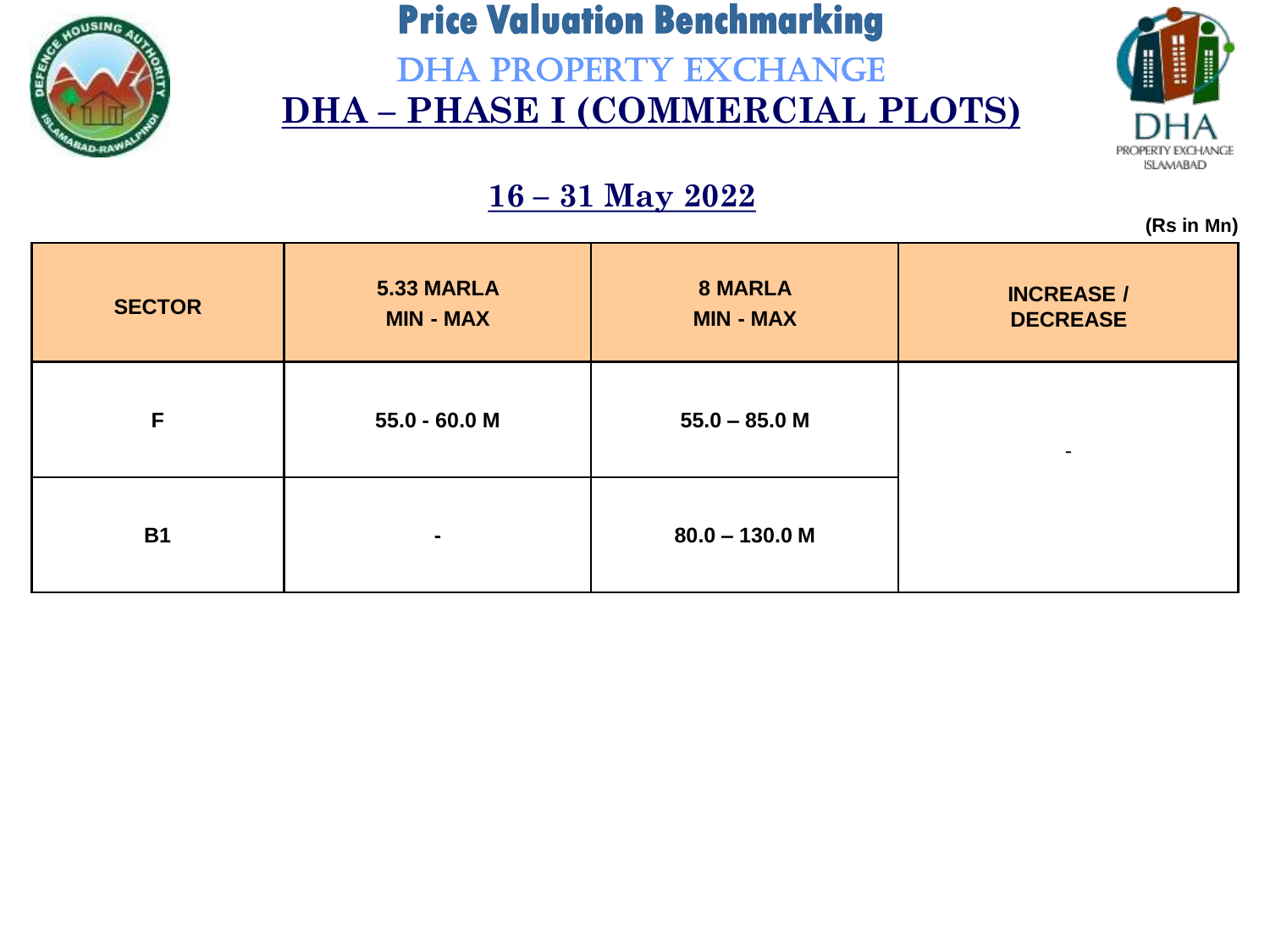# Price Valuation Benchmarking

## DHA PROPERTY EXCHANGE

## DHA – PHASE I (COMMERCIAL PLOTS)

### 16 – 31 May 2022

(Rs in Mn)

| SECTOR | 5.33 MARLA MIN - MAX | 8 MARLA MIN - MAX | INCREASE / DECREASE |
|---|---|---|---|
| F | 55.0 - 60.0 M | 55.0 – 85.0 M | - |
| B1 | - | 80.0 – 130.0 M | |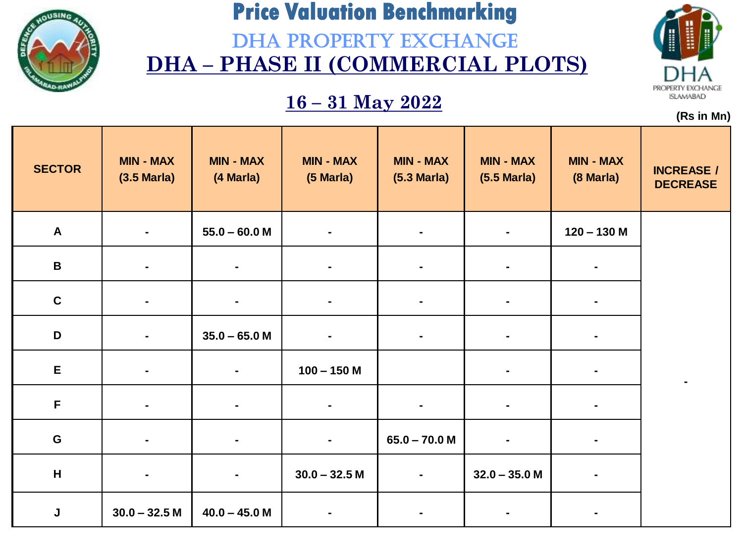# Price Valuation Benchmarking

## DHA PROPERTY EXCHANGE

## DHA – PHASE II (COMMERCIAL PLOTS)

### 16 – 31 May 2022

(Rs in Mn)

| SECTOR | MIN - MAX (3.5 Marla) | MIN - MAX (4 Marla) | MIN - MAX (5 Marla) | MIN - MAX (5.3 Marla) | MIN - MAX (5.5 Marla) | MIN - MAX (8 Marla) | INCREASE / DECREASE |
|---|---|---|---|---|---|---|---|
| A | - | 55.0 – 60.0 M | - | - | - | 120 – 130 M | - |
| B | - | - | - | - | - | - | |
| C | - | - | - | - | - | - | |
| D | - | 35.0 – 65.0 M | - | - | - | - | |
| E | - | - | 100 – 150 M | | - | - | |
| F | - | - | - | - | - | - | |
| G | - | - | - | 65.0 – 70.0 M | - | - | |
| H | - | - | 30.0 – 32.5 M | - | 32.0 – 35.0 M | - | |
| J | 30.0 – 32.5 M | 40.0 – 45.0 M | - | - | - | - | |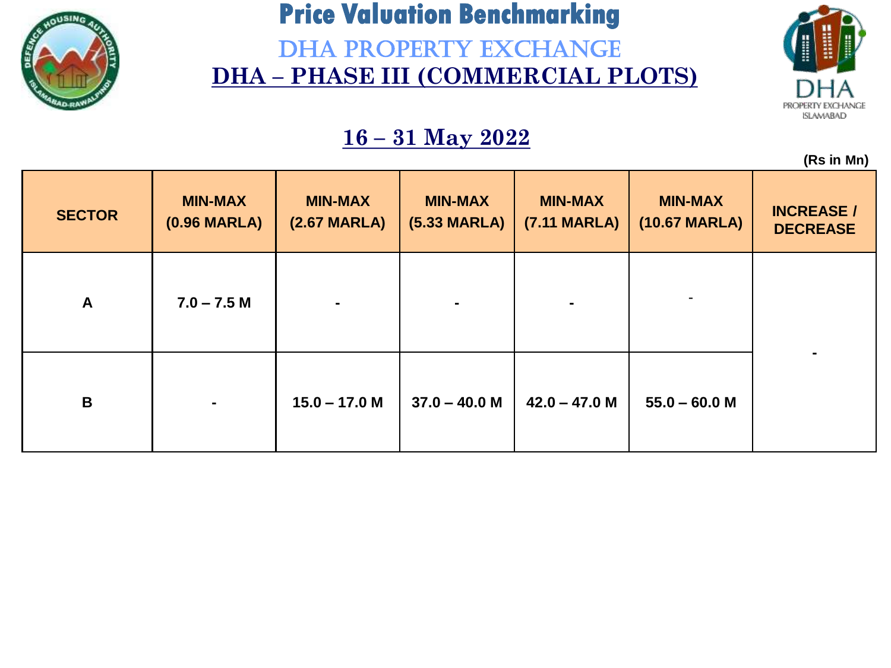# Price Valuation Benchmarking

## DHA PROPERTY EXCHANGE

## DHA – PHASE III (COMMERCIAL PLOTS)

### 16 – 31 May 2022

**(Rs in Mn)**

| SECTOR | MIN-MAX (0.96 MARLA) | MIN-MAX (2.67 MARLA) | MIN-MAX (5.33 MARLA) | MIN-MAX (7.11 MARLA) | MIN-MAX (10.67 MARLA) | INCREASE / DECREASE |
|---|---|---|---|---|---|---|
| A | 7.0 – 7.5 M | - | - | - | - | - |
| B | - | 15.0 – 17.0 M | 37.0 – 40.0 M | 42.0 – 47.0 M | 55.0 – 60.0 M | |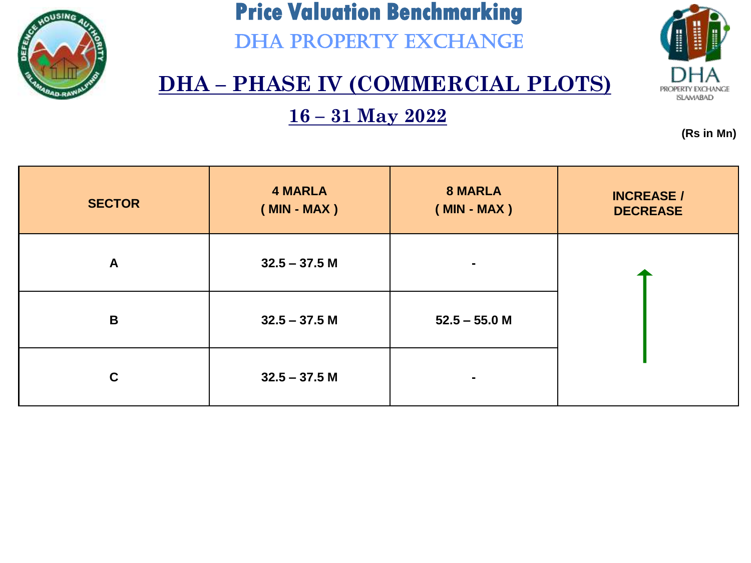# Price Valuation Benchmarking

## DHA PROPERTY EXCHANGE

## DHA – PHASE IV (COMMERCIAL PLOTS)

### 16 – 31 May 2022

**(Rs in Mn)**

| SECTOR | 4 MARLA ( MIN - MAX ) | 8 MARLA ( MIN - MAX ) | INCREASE / DECREASE |
|---|---|---|---|
| A | 32.5 – 37.5 M | - | ↑ |
| B | 32.5 – 37.5 M | 52.5 – 55.0 M | |
| C | 32.5 – 37.5 M | - | |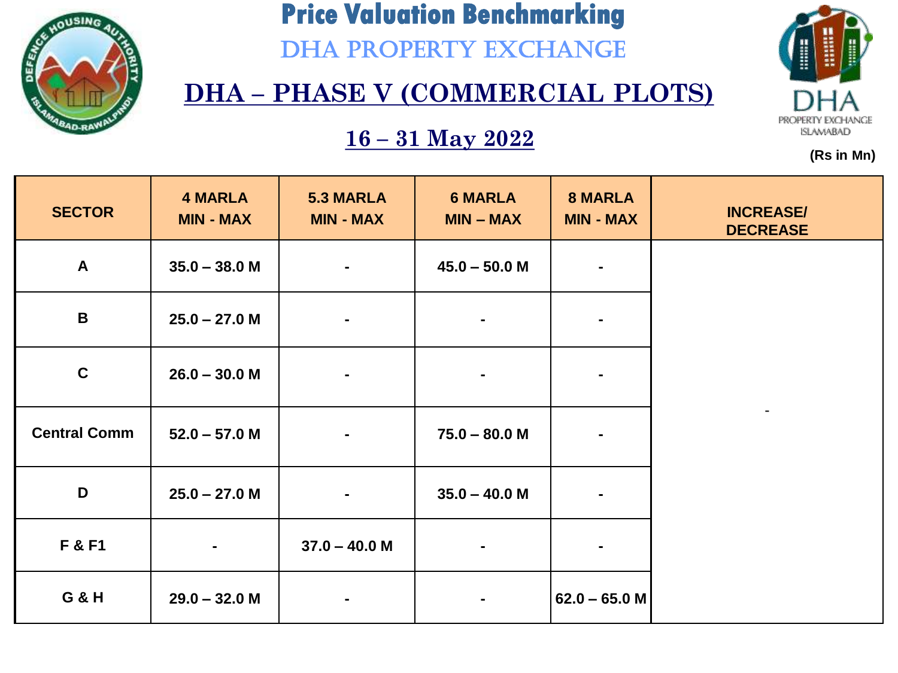# Price Valuation Benchmarking

## DHA PROPERTY EXCHANGE

## DHA – PHASE V (COMMERCIAL PLOTS)

### 16 – 31 May 2022

DHA PROPERTY EXCHANGE ISLAMABAD

(Rs in Mn)

| SECTOR | 4 MARLA MIN - MAX | 5.3 MARLA MIN - MAX | 6 MARLA MIN – MAX | 8 MARLA MIN - MAX | INCREASE/ DECREASE |
|---|---|---|---|---|---|
| A | 35.0 – 38.0 M | - | 45.0 – 50.0 M | - | - |
| B | 25.0 – 27.0 M | - | - | - | |
| C | 26.0 – 30.0 M | - | - | - | |
| Central Comm | 52.0 – 57.0 M | - | 75.0 – 80.0 M | - | |
| D | 25.0 – 27.0 M | - | 35.0 – 40.0 M | - | |
| F & F1 | - | 37.0 – 40.0 M | - | - | |
| G & H | 29.0 – 32.0 M | - | - | 62.0 – 65.0 M | |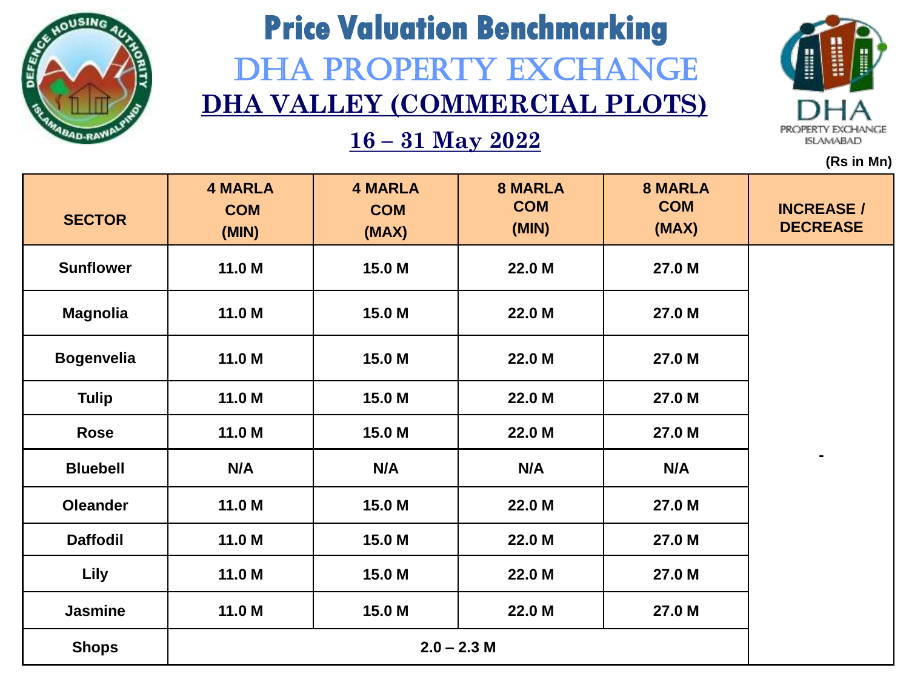# Price Valuation Benchmarking

## DHA PROPERTY EXCHANGE

## DHA VALLEY (COMMERCIAL PLOTS)

### 16 – 31 May 2022

(Rs in Mn)

| SECTOR | 4 MARLA COM (MIN) | 4 MARLA COM (MAX) | 8 MARLA COM (MIN) | 8 MARLA COM (MAX) | INCREASE / DECREASE |
|---|---|---|---|---|---|
| Sunflower | 11.0 M | 15.0 M | 22.0 M | 27.0 M | - |
| Magnolia | 11.0 M | 15.0 M | 22.0 M | 27.0 M | |
| Bogenvelia | 11.0 M | 15.0 M | 22.0 M | 27.0 M | |
| Tulip | 11.0 M | 15.0 M | 22.0 M | 27.0 M | |
| Rose | 11.0 M | 15.0 M | 22.0 M | 27.0 M | |
| Bluebell | N/A | N/A | N/A | N/A | |
| Oleander | 11.0 M | 15.0 M | 22.0 M | 27.0 M | |
| Daffodil | 11.0 M | 15.0 M | 22.0 M | 27.0 M | |
| Lily | 11.0 M | 15.0 M | 22.0 M | 27.0 M | |
| Jasmine | 11.0 M | 15.0 M | 22.0 M | 27.0 M | |
| Shops | 2.0 – 2.3 M | | | | |